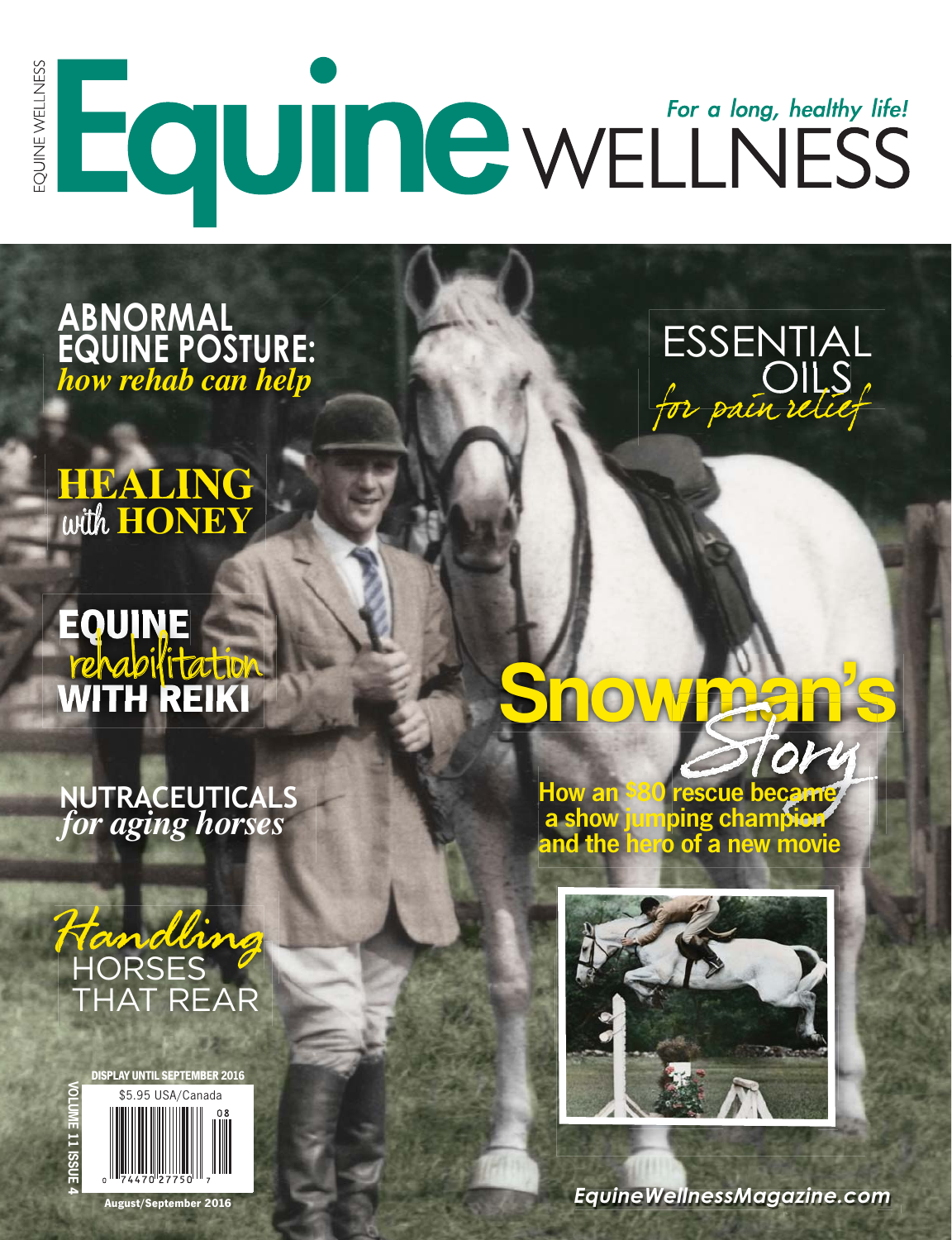# Equine WELLNESS

*For a long, healthy life!*

## ABNORMAL EQUINE POSTURE: *how rehab can help*

## HEALING with HONEY

## EQUINE rehabilitation WITH REIKI

## NUTRACEUTICALS *for aging horses*

## *Handling* HORSES THAT REAR

## ESSENTIAL OILS *for pain relief*

# Snowman's *Story*

**How an $80 rescue became a show jumping champion and the hero of a new movie**

DISPLAY UNTIL SEPTEMBER 2016

$5.95 USA/Canada

VOLUME 11 ISSUE 4

August/September 2016

EquineWellnessMagazine.com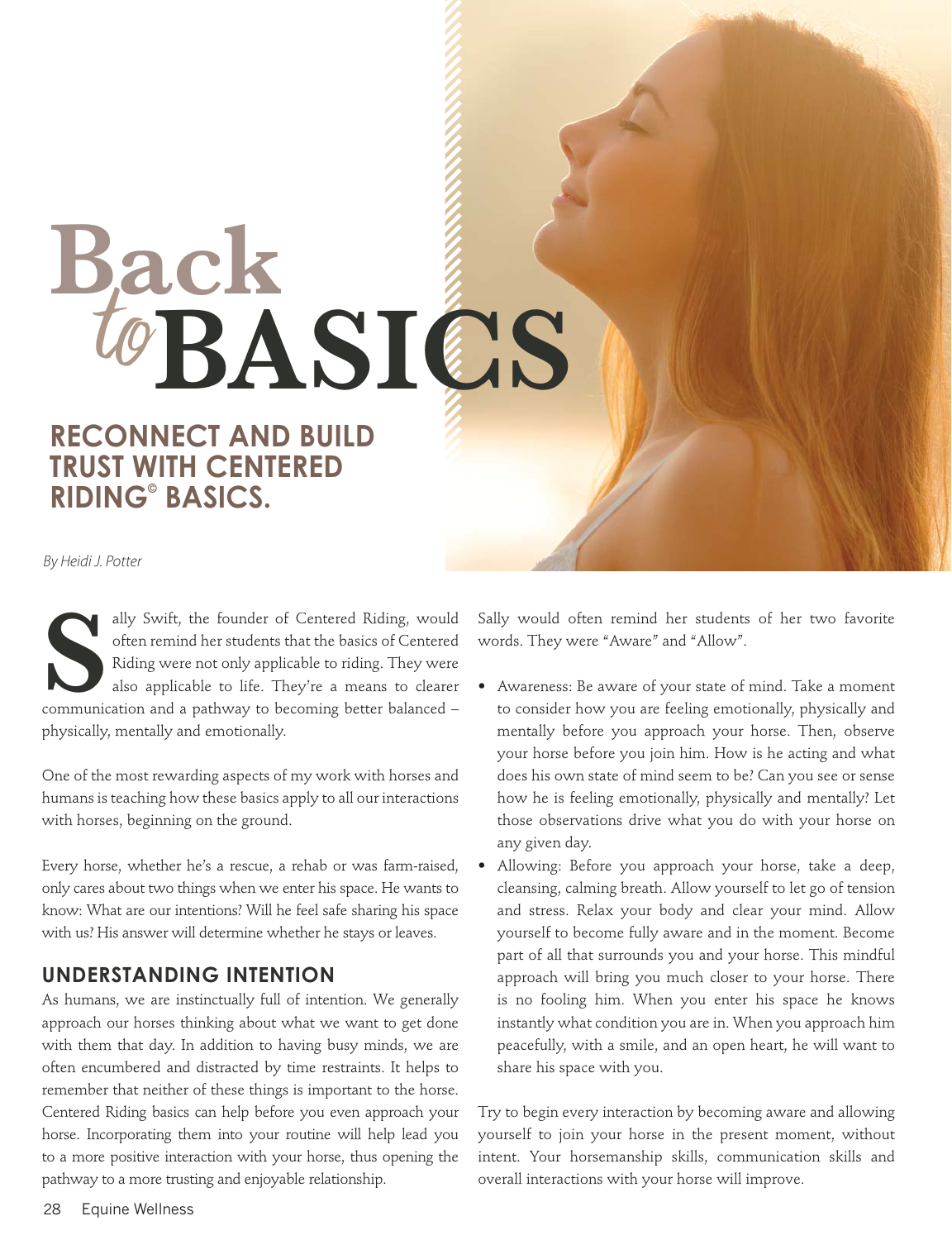# Back *to* BASICS

## RECONNECT AND BUILD TRUST WITH CENTERED RIDING© BASICS.

*By Heidi J. Potter*

Sally Swift, the founder of Centered Riding, would often remind her students that the basics of Centered Riding were not only applicable to riding. They were also applicable to life. They're a means to clearer communication and a pathway to becoming better balanced – physically, mentally and emotionally.

One of the most rewarding aspects of my work with horses and humans is teaching how these basics apply to all our interactions with horses, beginning on the ground.

Every horse, whether he's a rescue, a rehab or was farm-raised, only cares about two things when we enter his space. He wants to know: What are our intentions? Will he feel safe sharing his space with us? His answer will determine whether he stays or leaves.

### UNDERSTANDING INTENTION

As humans, we are instinctually full of intention. We generally approach our horses thinking about what we want to get done with them that day. In addition to having busy minds, we are often encumbered and distracted by time restraints. It helps to remember that neither of these things is important to the horse. Centered Riding basics can help before you even approach your horse. Incorporating them into your routine will help lead you to a more positive interaction with your horse, thus opening the pathway to a more trusting and enjoyable relationship.

Sally would often remind her students of her two favorite words. They were "Aware" and "Allow".

- Awareness: Be aware of your state of mind. Take a moment to consider how you are feeling emotionally, physically and mentally before you approach your horse. Then, observe your horse before you join him. How is he acting and what does his own state of mind seem to be? Can you see or sense how he is feeling emotionally, physically and mentally? Let those observations drive what you do with your horse on any given day.
- Allowing: Before you approach your horse, take a deep, cleansing, calming breath. Allow yourself to let go of tension and stress. Relax your body and clear your mind. Allow yourself to become fully aware and in the moment. Become part of all that surrounds you and your horse. This mindful approach will bring you much closer to your horse. There is no fooling him. When you enter his space he knows instantly what condition you are in. When you approach him peacefully, with a smile, and an open heart, he will want to share his space with you.

Try to begin every interaction by becoming aware and allowing yourself to join your horse in the present moment, without intent. Your horsemanship skills, communication skills and overall interactions with your horse will improve.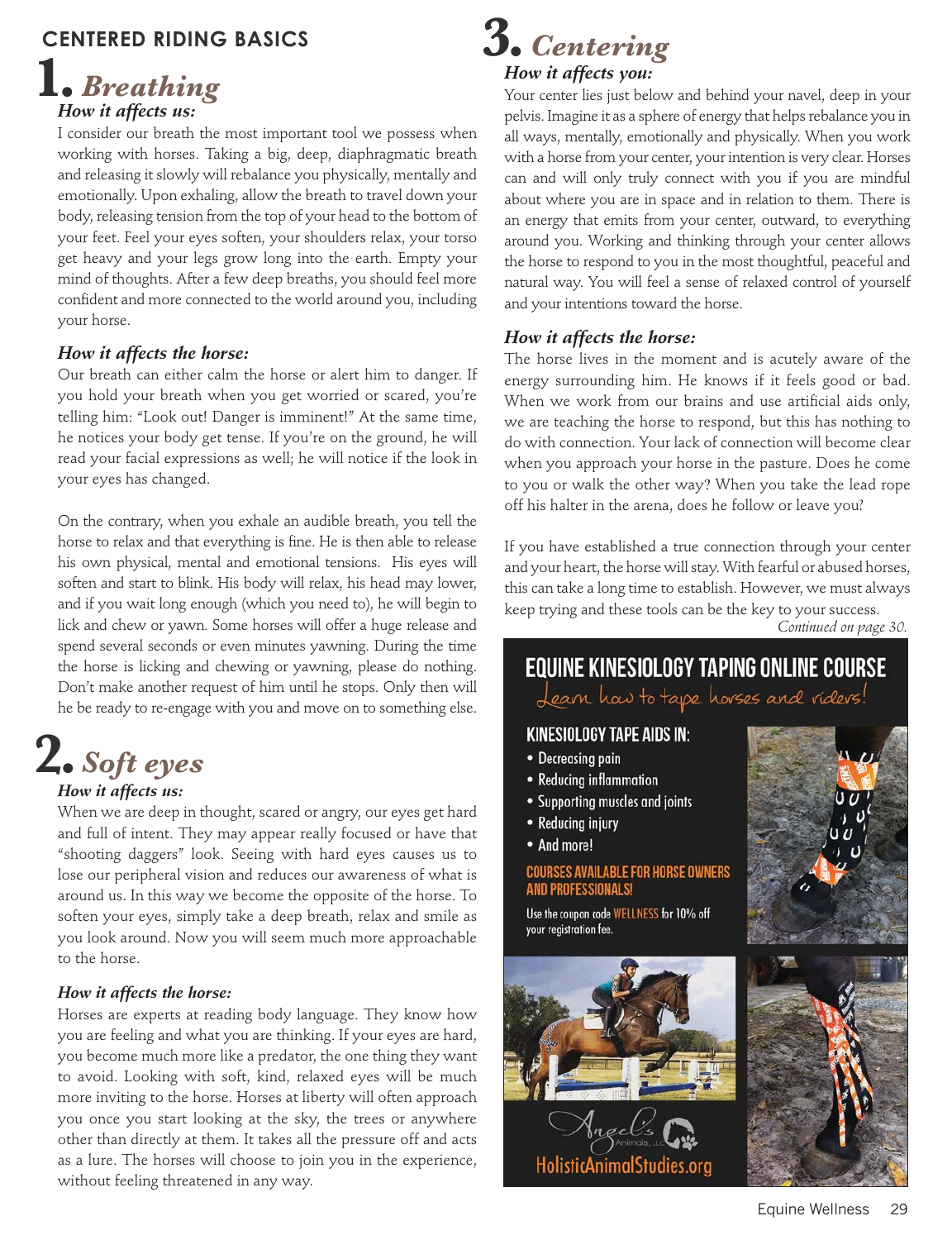## CENTERED RIDING BASICS

# 1. *Breathing*

### *How it affects us:*

I consider our breath the most important tool we possess when working with horses. Taking a big, deep, diaphragmatic breath and releasing it slowly will rebalance you physically, mentally and emotionally. Upon exhaling, allow the breath to travel down your body, releasing tension from the top of your head to the bottom of your feet. Feel your eyes soften, your shoulders relax, your torso get heavy and your legs grow long into the earth. Empty your mind of thoughts. After a few deep breaths, you should feel more confident and more connected to the world around you, including your horse.

### *How it affects the horse:*

Our breath can either calm the horse or alert him to danger. If you hold your breath when you get worried or scared, you're telling him: "Look out! Danger is imminent!" At the same time, he notices your body get tense. If you're on the ground, he will read your facial expressions as well; he will notice if the look in your eyes has changed.

On the contrary, when you exhale an audible breath, you tell the horse to relax and that everything is fine. He is then able to release his own physical, mental and emotional tensions. His eyes will soften and start to blink. His body will relax, his head may lower, and if you wait long enough (which you need to), he will begin to lick and chew or yawn. Some horses will offer a huge release and spend several seconds or even minutes yawning. During the time the horse is licking and chewing or yawning, please do nothing. Don't make another request of him until he stops. Only then will he be ready to re-engage with you and move on to something else.

# 2. *Soft eyes*

### *How it affects us:*

When we are deep in thought, scared or angry, our eyes get hard and full of intent. They may appear really focused or have that "shooting daggers" look. Seeing with hard eyes causes us to lose our peripheral vision and reduces our awareness of what is around us. In this way we become the opposite of the horse. To soften your eyes, simply take a deep breath, relax and smile as you look around. Now you will seem much more approachable to the horse.

### *How it affects the horse:*

Horses are experts at reading body language. They know how you are feeling and what you are thinking. If your eyes are hard, you become much more like a predator, the one thing they want to avoid. Looking with soft, kind, relaxed eyes will be much more inviting to the horse. Horses at liberty will often approach you once you start looking at the sky, the trees or anywhere other than directly at them. It takes all the pressure off and acts as a lure. The horses will choose to join you in the experience, without feeling threatened in any way.

# 3. *Centering*

### *How it affects you:*

Your center lies just below and behind your navel, deep in your pelvis. Imagine it as a sphere of energy that helps rebalance you in all ways, mentally, emotionally and physically. When you work with a horse from your center, your intention is very clear. Horses can and will only truly connect with you if you are mindful about where you are in space and in relation to them. There is an energy that emits from your center, outward, to everything around you. Working and thinking through your center allows the horse to respond to you in the most thoughtful, peaceful and natural way. You will feel a sense of relaxed control of yourself and your intentions toward the horse.

### *How it affects the horse:*

The horse lives in the moment and is acutely aware of the energy surrounding him. He knows if it feels good or bad. When we work from our brains and use artificial aids only, we are teaching the horse to respond, but this has nothing to do with connection. Your lack of connection will become clear when you approach your horse in the pasture. Does he come to you or walk the other way? When you take the lead rope off his halter in the arena, does he follow or leave you?

If you have established a true connection through your center and your heart, the horse will stay. With fearful or abused horses, this can take a long time to establish. However, we must always keep trying and these tools can be the key to your success.

*Continued on page 30.*

**EQUINE KINESIOLOGY TAPING ONLINE COURSE**

*Learn how to tape horses and riders!*

**KINESIOLOGY TAPE AIDS IN:**

- Decreasing pain
- Reducing inflammation
- Supporting muscles and joints
- Reducing injury
- And more!

**COURSES AVAILABLE FOR HORSE OWNERS AND PROFESSIONALS!**

Use the coupon code WELLNESS for 10% off your registration fee.

Angel's Animals, LLC

HolisticAnimalStudies.org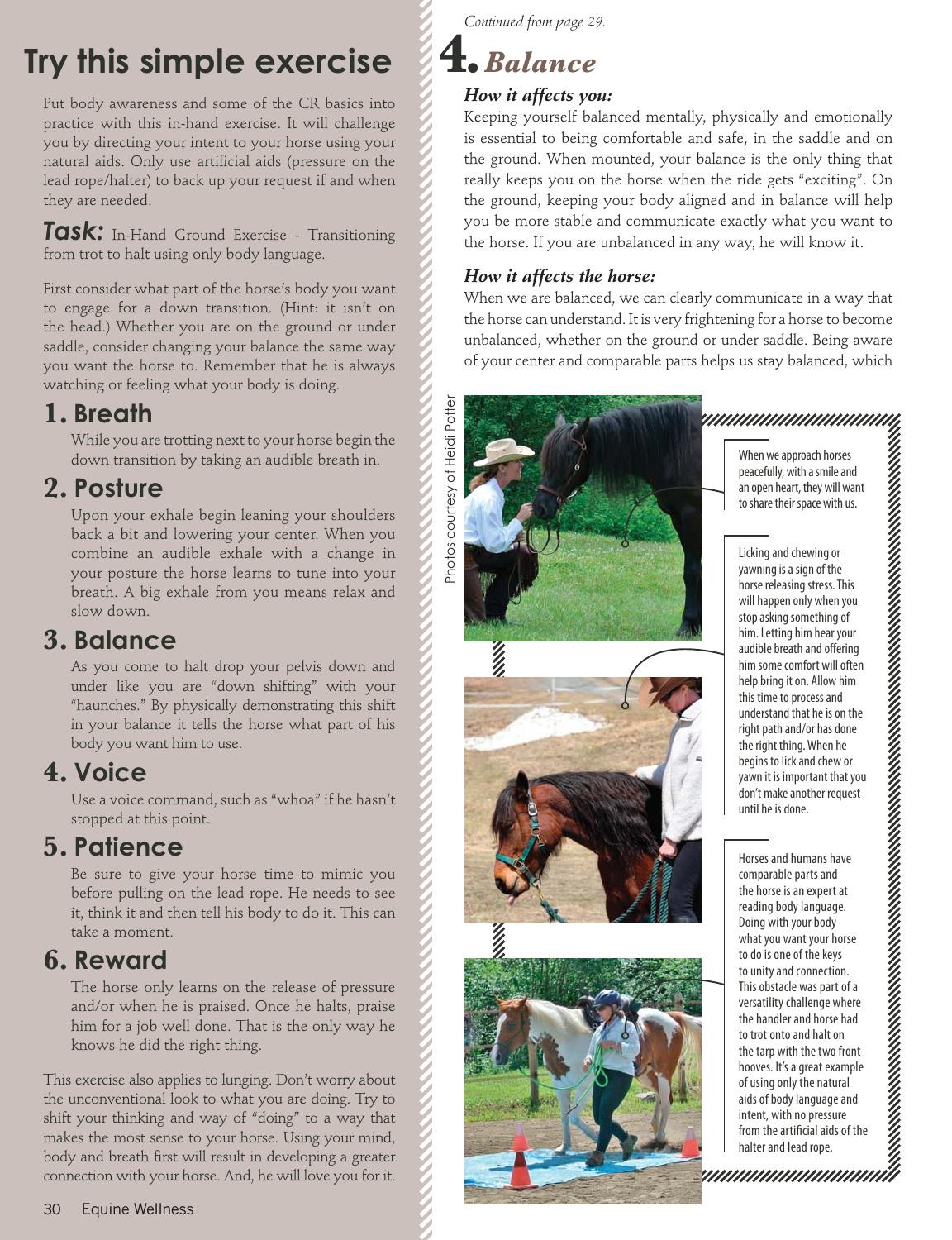# Try this simple exercise

Put body awareness and some of the CR basics into practice with this in-hand exercise. It will challenge you by directing your intent to your horse using your natural aids. Only use artificial aids (pressure on the lead rope/halter) to back up your request if and when they are needed.

***Task:*** In-Hand Ground Exercise - Transitioning from trot to halt using only body language.

First consider what part of the horse's body you want to engage for a down transition. (Hint: it isn't on the head.) Whether you are on the ground or under saddle, consider changing your balance the same way you want the horse to. Remember that he is always watching or feeling what your body is doing.

## 1. Breath

While you are trotting next to your horse begin the down transition by taking an audible breath in.

## 2. Posture

Upon your exhale begin leaning your shoulders back a bit and lowering your center. When you combine an audible exhale with a change in your posture the horse learns to tune into your breath. A big exhale from you means relax and slow down.

## 3. Balance

As you come to halt drop your pelvis down and under like you are "down shifting" with your "haunches." By physically demonstrating this shift in your balance it tells the horse what part of his body you want him to use.

## 4. Voice

Use a voice command, such as "whoa" if he hasn't stopped at this point.

## 5. Patience

Be sure to give your horse time to mimic you before pulling on the lead rope. He needs to see it, think it and then tell his body to do it. This can take a moment.

## 6. Reward

The horse only learns on the release of pressure and/or when he is praised. Once he halts, praise him for a job well done. That is the only way he knows he did the right thing.

This exercise also applies to lunging. Don't worry about the unconventional look to what you are doing. Try to shift your thinking and way of "doing" to a way that makes the most sense to your horse. Using your mind, body and breath first will result in developing a greater connection with your horse. And, he will love you for it.

*Continued from page 29.*

# 4. *Balance*

### *How it affects you:*

Keeping yourself balanced mentally, physically and emotionally is essential to being comfortable and safe, in the saddle and on the ground. When mounted, your balance is the only thing that really keeps you on the horse when the ride gets "exciting". On the ground, keeping your body aligned and in balance will help you be more stable and communicate exactly what you want to the horse. If you are unbalanced in any way, he will know it.

### *How it affects the horse:*

When we are balanced, we can clearly communicate in a way that the horse can understand. It is very frightening for a horse to become unbalanced, whether on the ground or under saddle. Being aware of your center and comparable parts helps us stay balanced, which

Photos courtesy of Heidi Potter

When we approach horses peacefully, with a smile and an open heart, they will want to share their space with us.

Licking and chewing or yawning is a sign of the horse releasing stress. This will happen only when you stop asking something of him. Letting him hear your audible breath and offering him some comfort will often help bring it on. Allow him this time to process and understand that he is on the right path and/or has done the right thing. When he begins to lick and chew or yawn it is important that you don't make another request until he is done.

Horses and humans have comparable parts and the horse is an expert at reading body language. Doing with your body what you want your horse to do is one of the keys to unity and connection. This obstacle was part of a versatility challenge where the handler and horse had to trot onto and halt on the tarp with the two front hooves. It's a great example of using only the natural aids of body language and intent, with no pressure from the artificial aids of the halter and lead rope.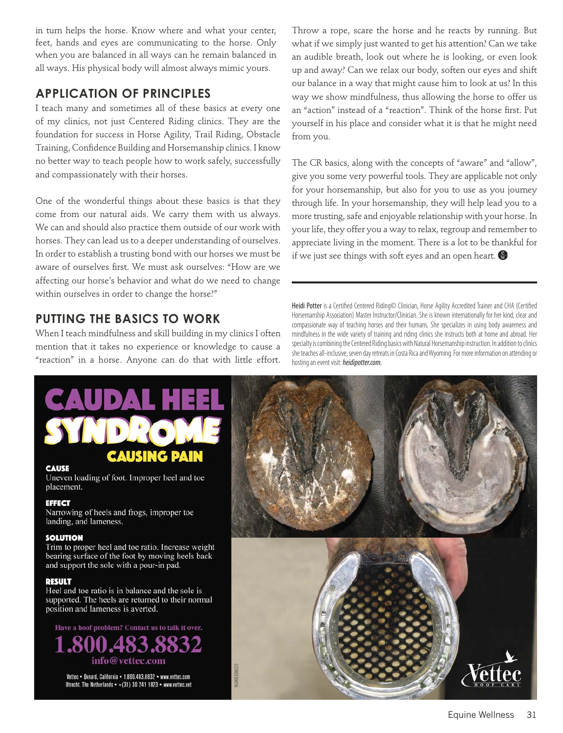in turn helps the horse. Know where and what your center, feet, hands and eyes are communicating to the horse. Only when you are balanced in all ways can he remain balanced in all ways. His physical body will almost always mimic yours.

## APPLICATION OF PRINCIPLES

I teach many and sometimes all of these basics at every one of my clinics, not just Centered Riding clinics. They are the foundation for success in Horse Agility, Trail Riding, Obstacle Training, Confidence Building and Horsemanship clinics. I know no better way to teach people how to work safely, successfully and compassionately with their horses.

One of the wonderful things about these basics is that they come from our natural aids. We carry them with us always. We can and should also practice them outside of our work with horses. They can lead us to a deeper understanding of ourselves. In order to establish a trusting bond with our horses we must be aware of ourselves first. We must ask ourselves: "How are we affecting our horse's behavior and what do we need to change within ourselves in order to change the horse?"

## PUTTING THE BASICS TO WORK

When I teach mindfulness and skill building in my clinics I often mention that it takes no experience or knowledge to cause a "reaction" in a horse. Anyone can do that with little effort. Throw a rope, scare the horse and he reacts by running. But what if we simply just wanted to get his attention? Can we take an audible breath, look out where he is looking, or even look up and away? Can we relax our body, soften our eyes and shift our balance in a way that might cause him to look at us? In this way we show mindfulness, thus allowing the horse to offer us an "action" instead of a "reaction". Think of the horse first. Put yourself in his place and consider what it is that he might need from you.

The CR basics, along with the concepts of "aware" and "allow", give you some very powerful tools. They are applicable not only for your horsemanship, but also for you to use as you journey through life. In your horsemanship, they will help lead you to a more trusting, safe and enjoyable relationship with your horse. In your life, they offer you a way to relax, regroup and remember to appreciate living in the moment. There is a lot to be thankful for if we just see things with soft eyes and an open heart.

---

**Heidi Potter** is a Certified Centered Riding© Clinician, Horse Agility Accredited Trainer and CHA (Certified Horsemanship Association) Master Instructor/Clinician. She is known internationally for her kind, clear and compassionate way of teaching horses and their humans. She specializes in using body awareness and mindfulness in the wide variety of training and riding clinics she instructs both at home and abroad. Her specialty is combining the Centered Riding basics with Natural Horsemanship instruction. In addition to clinics she teaches all-inclusive, seven day retreats in Costa Rica and Wyoming. For more information on attending or hosting an event visit: ***heidipotter.com.***

# CAUDAL HEEL SYNDROME

### CAUSING PAIN

**CAUSE**
Uneven loading of foot. Improper heel and toe placement.

**EFFECT**
Narrowing of heels and frogs, improper toe landing, and lameness.

**SOLUTION**
Trim to proper heel and toe ratio. Increase weight bearing surface of the foot by moving heels back and support the sole with a pour-in pad.

**RESULT**
Heel and toe ratio is in balance and the sole is supported. The heels are returned to their normal position and lameness is averted.

Have a hoof problem? Contact us to talk it over.

**1.800.483.8832**

info@vettec.com

Vettec • Oxnard, California • 1.800.483.8832 • www.vettec.com
Utrecht, The Netherlands • +(31) 30 241 1823 • www.vettec.net

Vettec HOOF CARE